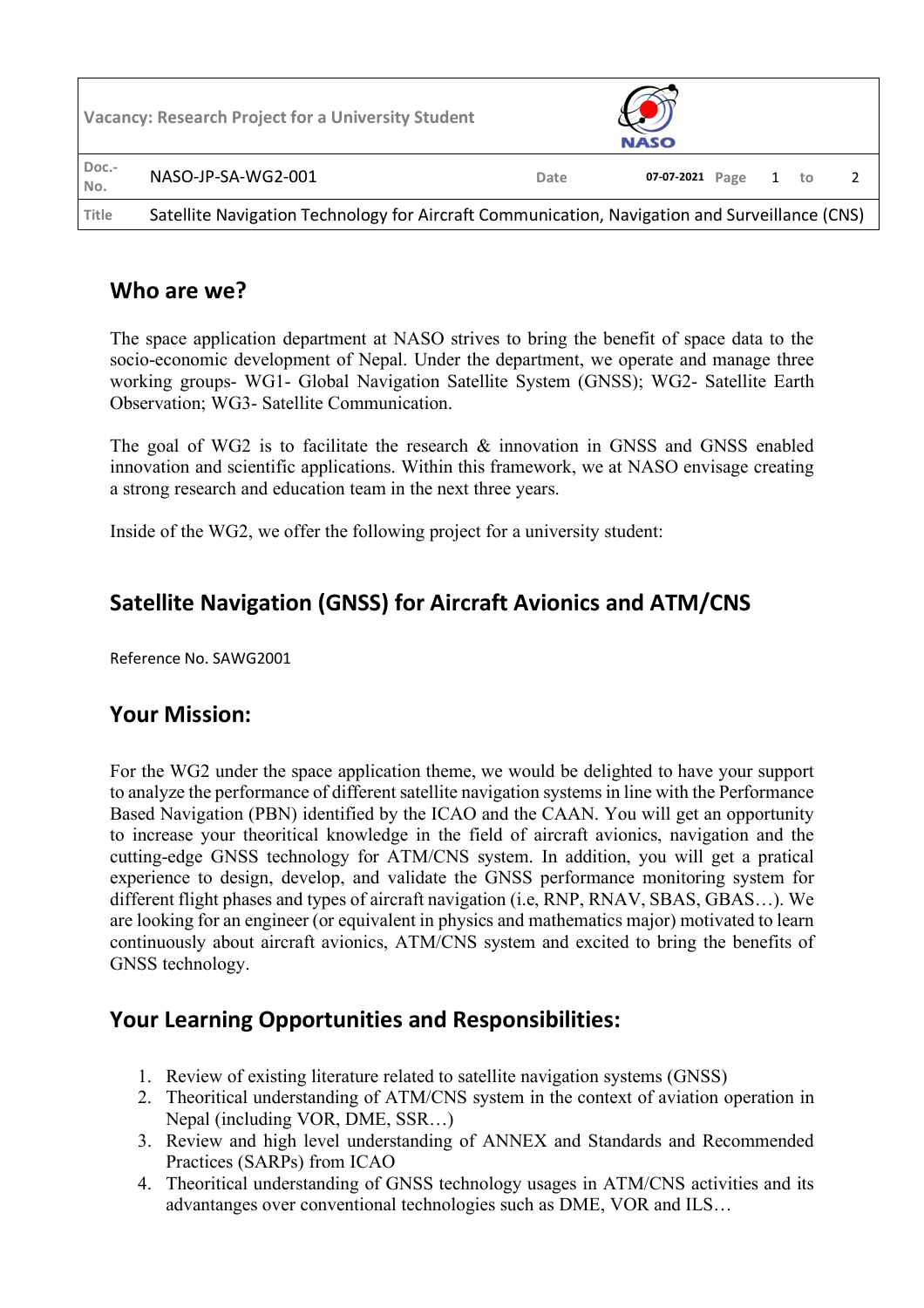| Vacancy: Research Project for a University Student | | | NASO | | | | |
|---|---|---|---|---|---|---|---|
| Doc.-No. | NASO-JP-SA-WG2-001 | Date | 07-07-2021 | Page | 1 | to | 2 |
| Title | Satellite Navigation Technology for Aircraft Communication, Navigation and Surveillance (CNS) | | | | | | |

## Who are we?

The space application department at NASO strives to bring the benefit of space data to the socio-economic development of Nepal. Under the department, we operate and manage three working groups- WG1- Global Navigation Satellite System (GNSS); WG2- Satellite Earth Observation; WG3- Satellite Communication.

The goal of WG2 is to facilitate the research & innovation in GNSS and GNSS enabled innovation and scientific applications. Within this framework, we at NASO envisage creating a strong research and education team in the next three years.

Inside of the WG2, we offer the following project for a university student:

## Satellite Navigation (GNSS) for Aircraft Avionics and ATM/CNS

Reference No. SAWG2001

## Your Mission:

For the WG2 under the space application theme, we would be delighted to have your support to analyze the performance of different satellite navigation systems in line with the Performance Based Navigation (PBN) identified by the ICAO and the CAAN. You will get an opportunity to increase your theoritical knowledge in the field of aircraft avionics, navigation and the cutting-edge GNSS technology for ATM/CNS system. In addition, you will get a pratical experience to design, develop, and validate the GNSS performance monitoring system for different flight phases and types of aircraft navigation (i.e, RNP, RNAV, SBAS, GBAS…). We are looking for an engineer (or equivalent in physics and mathematics major) motivated to learn continuously about aircraft avionics, ATM/CNS system and excited to bring the benefits of GNSS technology.

## Your Learning Opportunities and Responsibilities:

1. Review of existing literature related to satellite navigation systems (GNSS)
2. Theoritical understanding of ATM/CNS system in the context of aviation operation in Nepal (including VOR, DME, SSR…)
3. Review and high level understanding of ANNEX and Standards and Recommended Practices (SARPs) from ICAO
4. Theoritical understanding of GNSS technology usages in ATM/CNS activities and its advantanges over conventional technologies such as DME, VOR and ILS…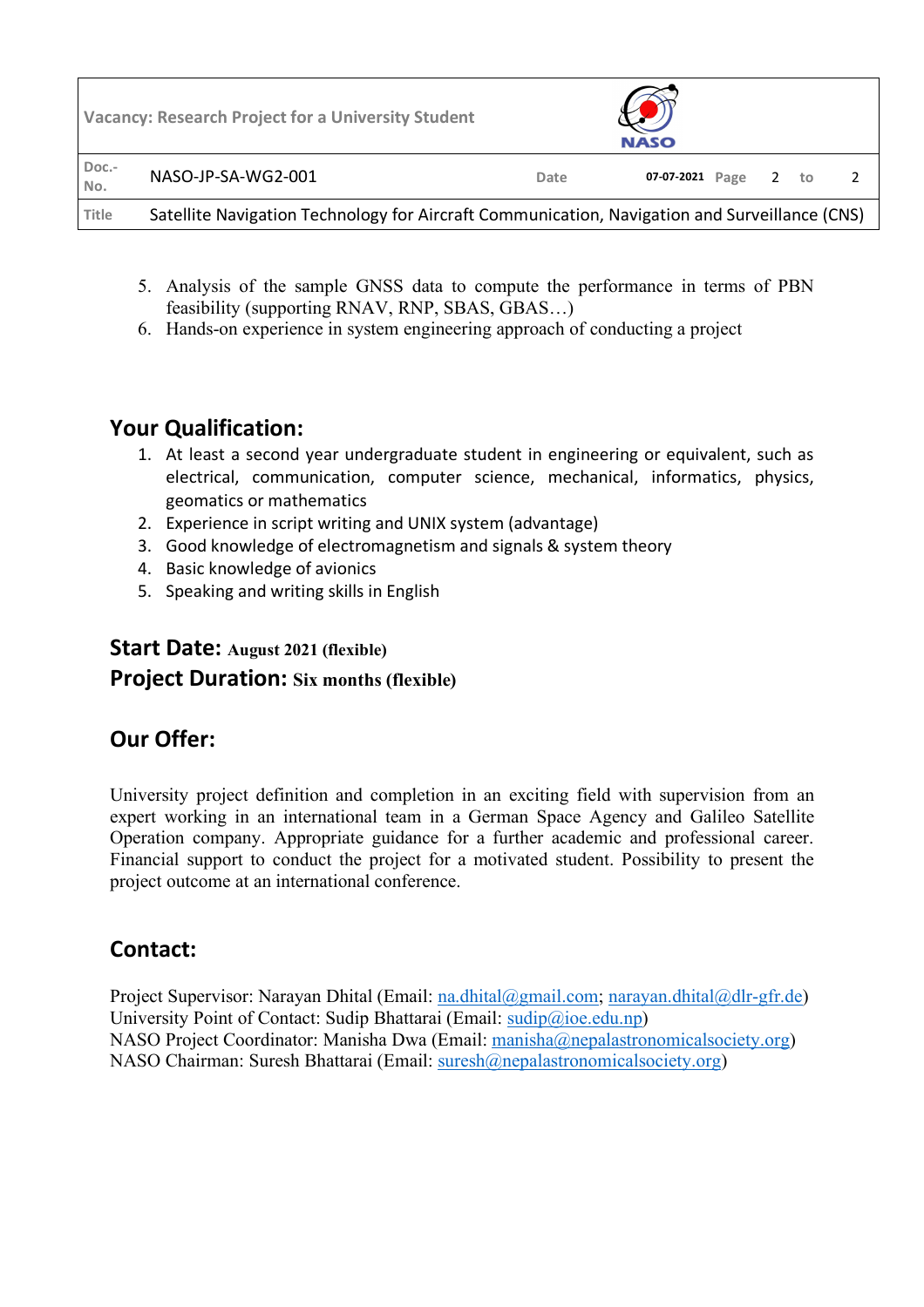5. Analysis of the sample GNSS data to compute the performance in terms of PBN feasibility (supporting RNAV, RNP, SBAS, GBAS…)
6. Hands-on experience in system engineering approach of conducting a project

## Your Qualification:

1. At least a second year undergraduate student in engineering or equivalent, such as electrical, communication, computer science, mechanical, informatics, physics, geomatics or mathematics
2. Experience in script writing and UNIX system (advantage)
3. Good knowledge of electromagnetism and signals & system theory
4. Basic knowledge of avionics
5. Speaking and writing skills in English

## Start Date: August 2021 (flexible)

## Project Duration: Six months (flexible)

## Our Offer:

University project definition and completion in an exciting field with supervision from an expert working in an international team in a German Space Agency and Galileo Satellite Operation company. Appropriate guidance for a further academic and professional career. Financial support to conduct the project for a motivated student. Possibility to present the project outcome at an international conference.

## Contact:

Project Supervisor: Narayan Dhital (Email: na.dhital@gmail.com; narayan.dhital@dlr-gfr.de)
University Point of Contact: Sudip Bhattarai (Email: sudip@ioe.edu.np)
NASO Project Coordinator: Manisha Dwa (Email: manisha@nepalastronomicalsociety.org)
NASO Chairman: Suresh Bhattarai (Email: suresh@nepalastronomicalsociety.org)